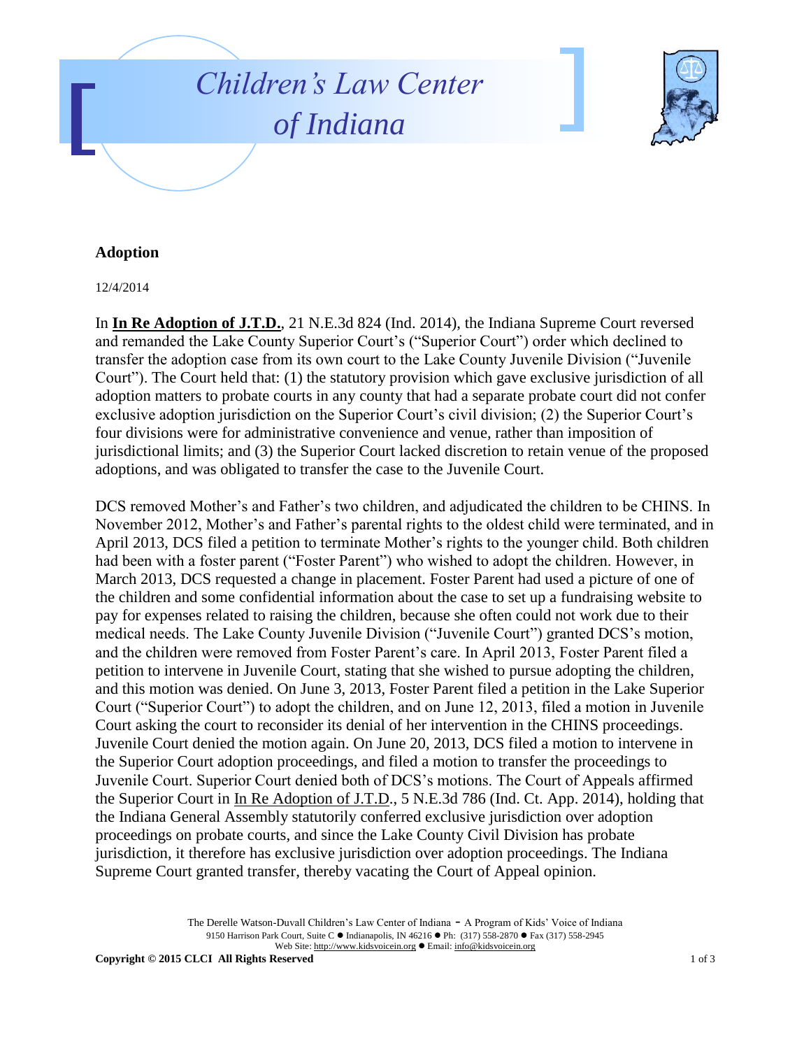# Children's Law Center of Indiana

## Adoption

12/4/2014

In **In Re Adoption of J.T.D.**, 21 N.E.3d 824 (Ind. 2014), the Indiana Supreme Court reversed and remanded the Lake County Superior Court's ("Superior Court") order which declined to transfer the adoption case from its own court to the Lake County Juvenile Division ("Juvenile Court"). The Court held that: (1) the statutory provision which gave exclusive jurisdiction of all adoption matters to probate courts in any county that had a separate probate court did not confer exclusive adoption jurisdiction on the Superior Court's civil division; (2) the Superior Court's four divisions were for administrative convenience and venue, rather than imposition of jurisdictional limits; and (3) the Superior Court lacked discretion to retain venue of the proposed adoptions, and was obligated to transfer the case to the Juvenile Court.

DCS removed Mother's and Father's two children, and adjudicated the children to be CHINS. In November 2012, Mother's and Father's parental rights to the oldest child were terminated, and in April 2013, DCS filed a petition to terminate Mother's rights to the younger child. Both children had been with a foster parent ("Foster Parent") who wished to adopt the children. However, in March 2013, DCS requested a change in placement. Foster Parent had used a picture of one of the children and some confidential information about the case to set up a fundraising website to pay for expenses related to raising the children, because she often could not work due to their medical needs. The Lake County Juvenile Division ("Juvenile Court") granted DCS's motion, and the children were removed from Foster Parent's care. In April 2013, Foster Parent filed a petition to intervene in Juvenile Court, stating that she wished to pursue adopting the children, and this motion was denied. On June 3, 2013, Foster Parent filed a petition in the Lake Superior Court ("Superior Court") to adopt the children, and on June 12, 2013, filed a motion in Juvenile Court asking the court to reconsider its denial of her intervention in the CHINS proceedings. Juvenile Court denied the motion again. On June 20, 2013, DCS filed a motion to intervene in the Superior Court adoption proceedings, and filed a motion to transfer the proceedings to Juvenile Court. Superior Court denied both of DCS's motions. The Court of Appeals affirmed the Superior Court in In Re Adoption of J.T.D., 5 N.E.3d 786 (Ind. Ct. App. 2014), holding that the Indiana General Assembly statutorily conferred exclusive jurisdiction over adoption proceedings on probate courts, and since the Lake County Civil Division has probate jurisdiction, it therefore has exclusive jurisdiction over adoption proceedings. The Indiana Supreme Court granted transfer, thereby vacating the Court of Appeal opinion.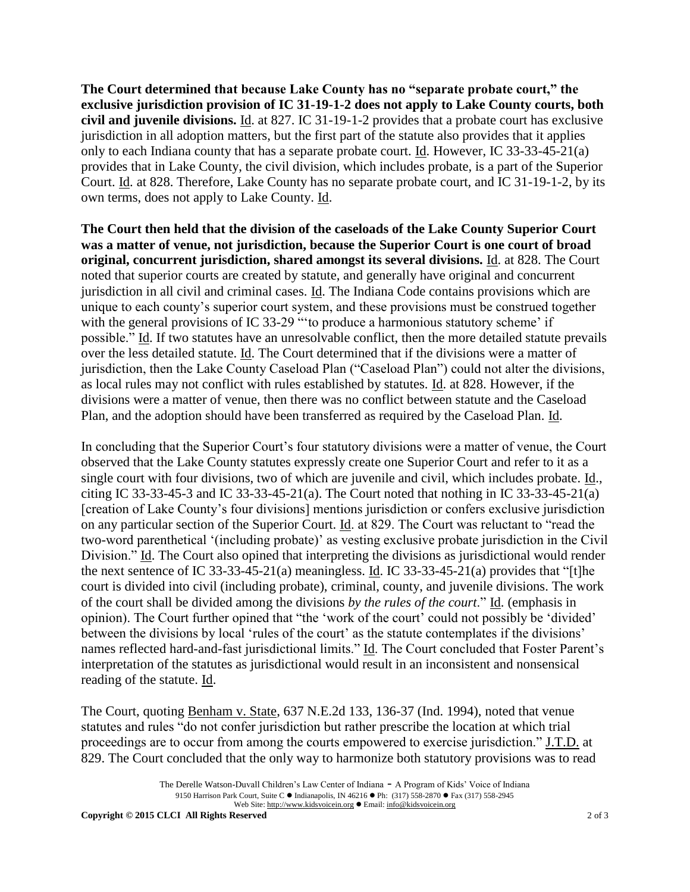**The Court determined that because Lake County has no "separate probate court," the exclusive jurisdiction provision of IC 31-19-1-2 does not apply to Lake County courts, both civil and juvenile divisions.** Id. at 827. IC 31-19-1-2 provides that a probate court has exclusive jurisdiction in all adoption matters, but the first part of the statute also provides that it applies only to each Indiana county that has a separate probate court. Id. However, IC 33-33-45-21(a) provides that in Lake County, the civil division, which includes probate, is a part of the Superior Court. Id. at 828. Therefore, Lake County has no separate probate court, and IC 31-19-1-2, by its own terms, does not apply to Lake County. Id.

**The Court then held that the division of the caseloads of the Lake County Superior Court was a matter of venue, not jurisdiction, because the Superior Court is one court of broad original, concurrent jurisdiction, shared amongst its several divisions.** Id. at 828. The Court noted that superior courts are created by statute, and generally have original and concurrent jurisdiction in all civil and criminal cases. Id. The Indiana Code contains provisions which are unique to each county's superior court system, and these provisions must be construed together with the general provisions of IC 33-29 "'to produce a harmonious statutory scheme' if possible." Id. If two statutes have an unresolvable conflict, then the more detailed statute prevails over the less detailed statute. Id. The Court determined that if the divisions were a matter of jurisdiction, then the Lake County Caseload Plan ("Caseload Plan") could not alter the divisions, as local rules may not conflict with rules established by statutes. Id. at 828. However, if the divisions were a matter of venue, then there was no conflict between statute and the Caseload Plan, and the adoption should have been transferred as required by the Caseload Plan. Id.

In concluding that the Superior Court's four statutory divisions were a matter of venue, the Court observed that the Lake County statutes expressly create one Superior Court and refer to it as a single court with four divisions, two of which are juvenile and civil, which includes probate. Id., citing IC 33-33-45-3 and IC 33-33-45-21(a). The Court noted that nothing in IC 33-33-45-21(a) [creation of Lake County's four divisions] mentions jurisdiction or confers exclusive jurisdiction on any particular section of the Superior Court. Id. at 829. The Court was reluctant to "read the two-word parenthetical '(including probate)' as vesting exclusive probate jurisdiction in the Civil Division." Id. The Court also opined that interpreting the divisions as jurisdictional would render the next sentence of IC 33-33-45-21(a) meaningless. Id. IC 33-33-45-21(a) provides that "[t]he court is divided into civil (including probate), criminal, county, and juvenile divisions. The work of the court shall be divided among the divisions *by the rules of the court*." Id. (emphasis in opinion). The Court further opined that "the 'work of the court' could not possibly be 'divided' between the divisions by local 'rules of the court' as the statute contemplates if the divisions' names reflected hard-and-fast jurisdictional limits." Id. The Court concluded that Foster Parent's interpretation of the statutes as jurisdictional would result in an inconsistent and nonsensical reading of the statute. Id.

The Court, quoting Benham v. State, 637 N.E.2d 133, 136-37 (Ind. 1994), noted that venue statutes and rules "do not confer jurisdiction but rather prescribe the location at which trial proceedings are to occur from among the courts empowered to exercise jurisdiction." J.T.D. at 829. The Court concluded that the only way to harmonize both statutory provisions was to read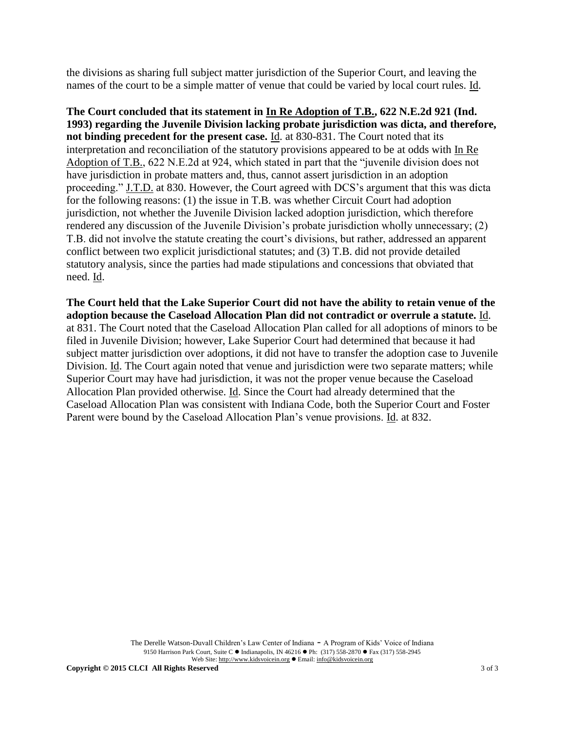the divisions as sharing full subject matter jurisdiction of the Superior Court, and leaving the names of the court to be a simple matter of venue that could be varied by local court rules. Id.

**The Court concluded that its statement in In Re Adoption of T.B., 622 N.E.2d 921 (Ind. 1993) regarding the Juvenile Division lacking probate jurisdiction was dicta, and therefore, not binding precedent for the present case.** Id. at 830-831. The Court noted that its interpretation and reconciliation of the statutory provisions appeared to be at odds with In Re Adoption of T.B., 622 N.E.2d at 924, which stated in part that the "juvenile division does not have jurisdiction in probate matters and, thus, cannot assert jurisdiction in an adoption proceeding." J.T.D. at 830. However, the Court agreed with DCS's argument that this was dicta for the following reasons: (1) the issue in T.B. was whether Circuit Court had adoption jurisdiction, not whether the Juvenile Division lacked adoption jurisdiction, which therefore rendered any discussion of the Juvenile Division's probate jurisdiction wholly unnecessary; (2) T.B. did not involve the statute creating the court's divisions, but rather, addressed an apparent conflict between two explicit jurisdictional statutes; and (3) T.B. did not provide detailed statutory analysis, since the parties had made stipulations and concessions that obviated that need. Id.

**The Court held that the Lake Superior Court did not have the ability to retain venue of the adoption because the Caseload Allocation Plan did not contradict or overrule a statute.** Id. at 831. The Court noted that the Caseload Allocation Plan called for all adoptions of minors to be filed in Juvenile Division; however, Lake Superior Court had determined that because it had subject matter jurisdiction over adoptions, it did not have to transfer the adoption case to Juvenile Division. Id. The Court again noted that venue and jurisdiction were two separate matters; while Superior Court may have had jurisdiction, it was not the proper venue because the Caseload Allocation Plan provided otherwise. Id. Since the Court had already determined that the Caseload Allocation Plan was consistent with Indiana Code, both the Superior Court and Foster Parent were bound by the Caseload Allocation Plan's venue provisions. Id. at 832.